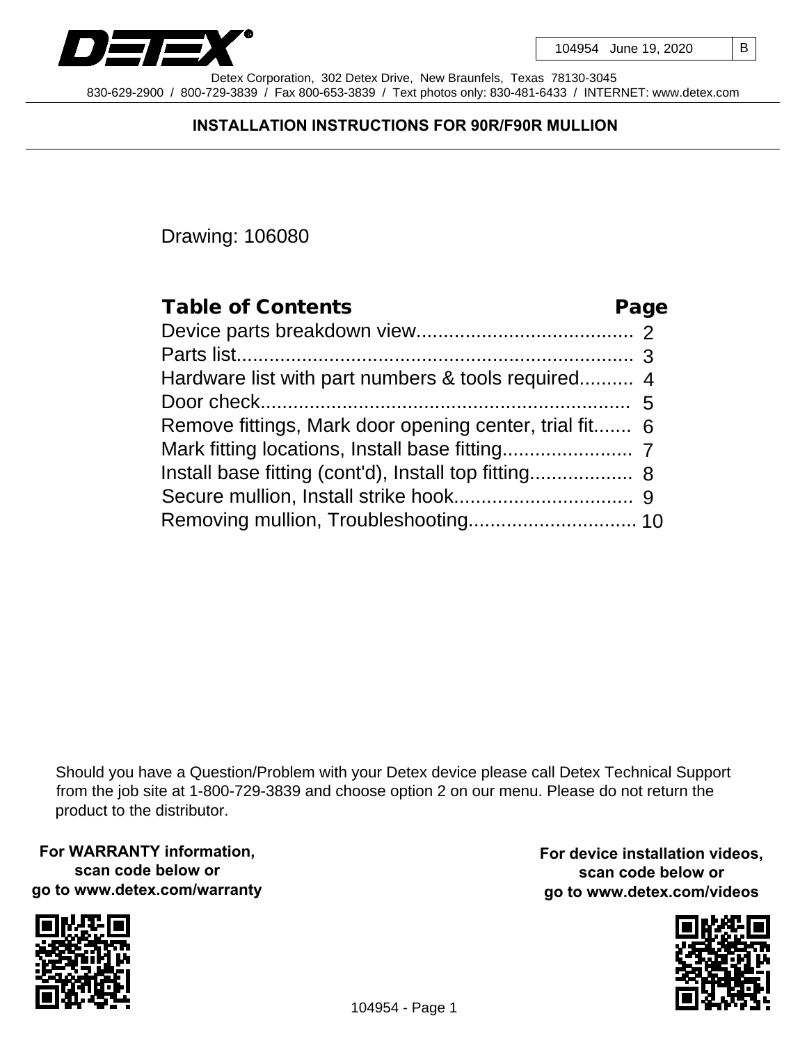DETEX

| 104954 June 19, 2020 | B |
|---|---|

Detex Corporation, 302 Detex Drive, New Braunfels, Texas 78130-3045
830-629-2900 / 800-729-3839 / Fax 800-653-3839 / Text photos only: 830-481-6433 / INTERNET: www.detex.com

# INSTALLATION INSTRUCTIONS FOR 90R/F90R MULLION

Drawing: 106080

| Table of Contents | Page |
|---|---|
| Device parts breakdown view | 2 |
| Parts list | 3 |
| Hardware list with part numbers & tools required | 4 |
| Door check | 5 |
| Remove fittings, Mark door opening center, trial fit | 6 |
| Mark fitting locations, Install base fitting | 7 |
| Install base fitting (cont'd), Install top fitting | 8 |
| Secure mullion, Install strike hook | 9 |
| Removing mullion, Troubleshooting | 10 |

Should you have a Question/Problem with your Detex device please call Detex Technical Support from the job site at 1-800-729-3839 and choose option 2 on our menu. Please do not return the product to the distributor.

**For WARRANTY information, scan code below or go to www.detex.com/warranty**

**For device installation videos, scan code below or go to www.detex.com/videos**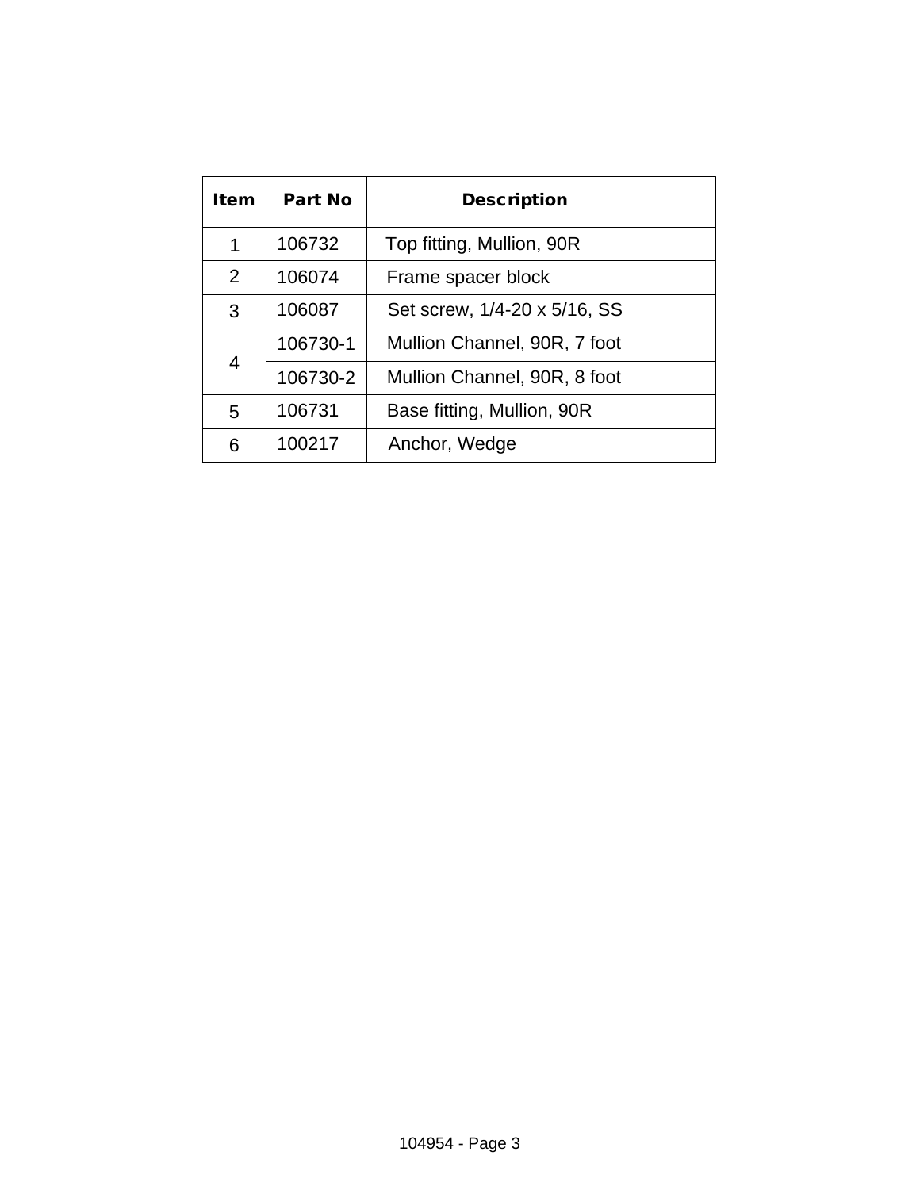| Item | Part No | Description |
|---|---|---|
| 1 | 106732 | Top fitting, Mullion, 90R |
| 2 | 106074 | Frame spacer block |
| 3 | 106087 | Set screw, 1/4-20 x 5/16, SS |
| 4 | 106730-1 | Mullion Channel, 90R, 7 foot |
| | 106730-2 | Mullion Channel, 90R, 8 foot |
| 5 | 106731 | Base fitting, Mullion, 90R |
| 6 | 100217 | Anchor, Wedge |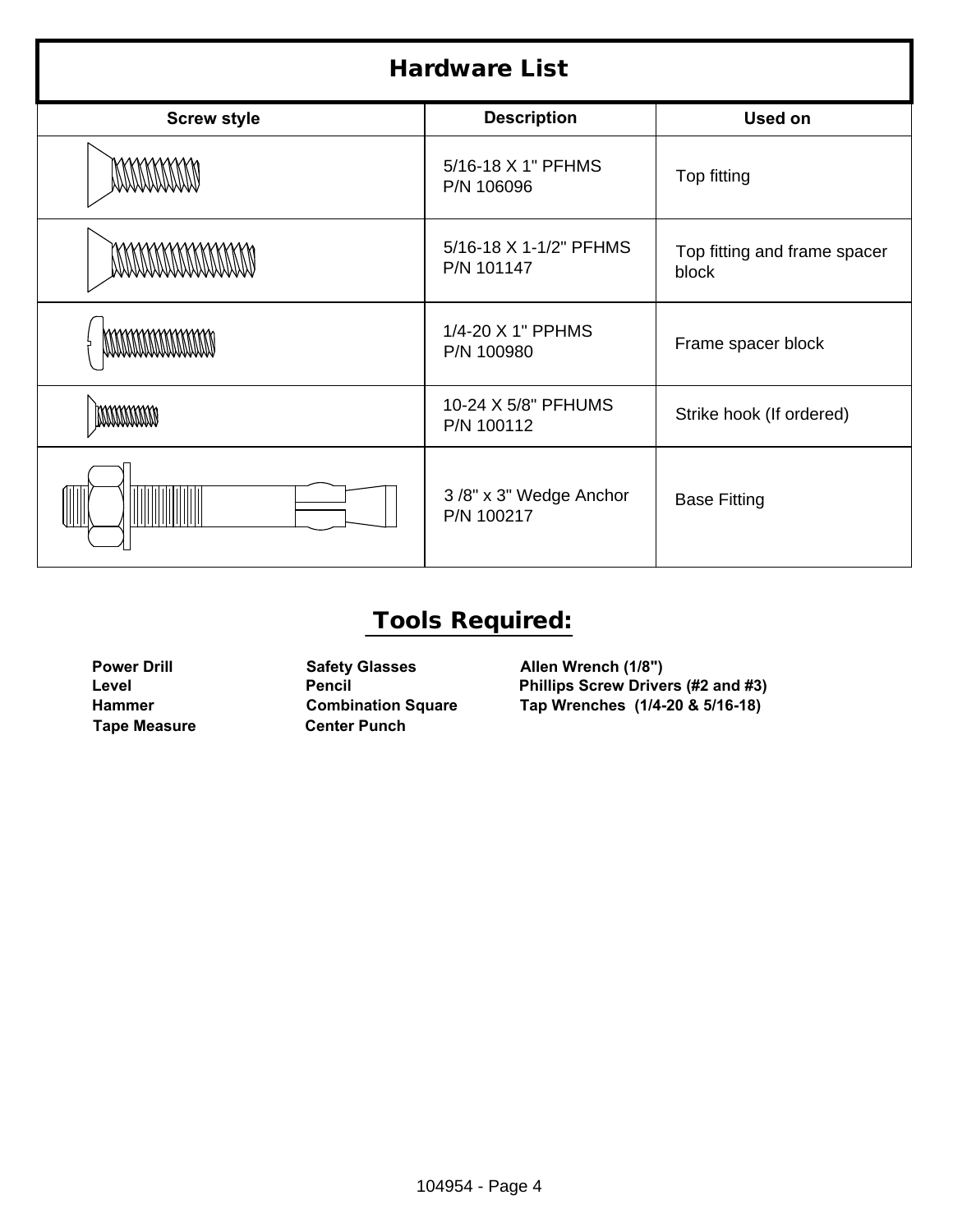## Hardware List

| Screw style | Description | Used on |
|---|---|---|
| | 5/16-18 X 1" PFHMS<br>P/N 106096 | Top fitting |
| | 5/16-18 X 1-1/2" PFHMS<br>P/N 101147 | Top fitting and frame spacer block |
| | 1/4-20 X 1" PPHMS<br>P/N 100980 | Frame spacer block |
| | 10-24 X 5/8" PFHUMS<br>P/N 100112 | Strike hook (If ordered) |
| | 3 /8" x 3" Wedge Anchor<br>P/N 100217 | Base Fitting |

## Tools Required:

**Power Drill**
**Level**
**Hammer**
**Tape Measure**
**Safety Glasses**
**Pencil**
**Combination Square**
**Center Punch**
**Allen Wrench (1/8")**
**Phillips Screw Drivers (#2 and #3)**
**Tap Wrenches (1/4-20 & 5/16-18)**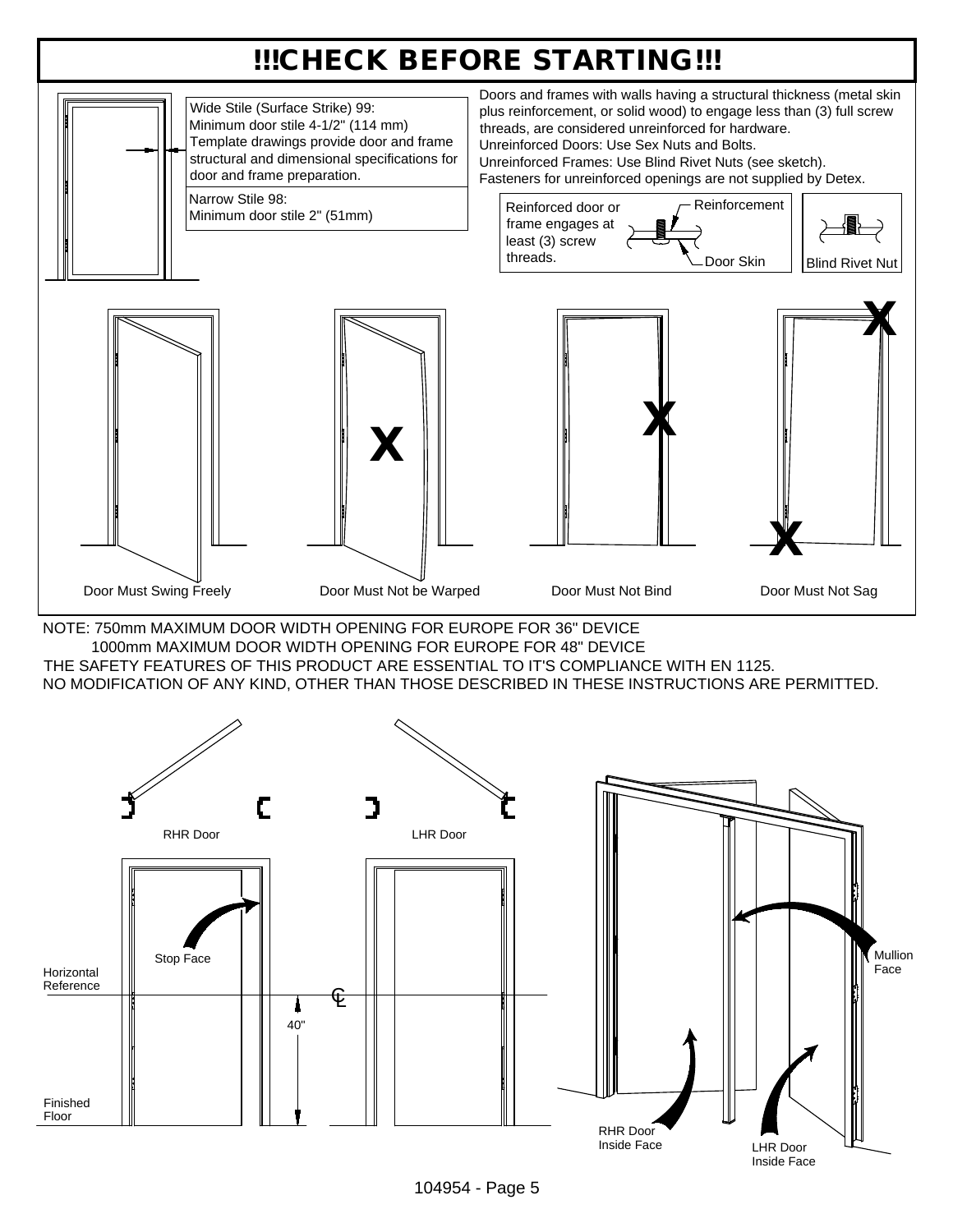# !!!CHECK BEFORE STARTING!!!

Wide Stile (Surface Strike) 99:
Minimum door stile 4-1/2" (114 mm)
Template drawings provide door and frame structural and dimensional specifications for door and frame preparation.

Narrow Stile 98:
Minimum door stile 2" (51mm)

Doors and frames with walls having a structural thickness (metal skin plus reinforcement, or solid wood) to engage less than (3) full screw threads, are considered unreinforced for hardware.
Unreinforced Doors: Use Sex Nuts and Bolts.
Unreinforced Frames: Use Blind Rivet Nuts (see sketch).
Fasteners for unreinforced openings are not supplied by Detex.

Reinforced door or frame engages at least (3) screw threads.

Reinforcement

Door Skin

Blind Rivet Nut

Door Must Swing Freely

Door Must Not be Warped

Door Must Not Bind

Door Must Not Sag

NOTE: 750mm MAXIMUM DOOR WIDTH OPENING FOR EUROPE FOR 36" DEVICE
1000mm MAXIMUM DOOR WIDTH OPENING FOR EUROPE FOR 48" DEVICE
THE SAFETY FEATURES OF THIS PRODUCT ARE ESSENTIAL TO IT'S COMPLIANCE WITH EN 1125.
NO MODIFICATION OF ANY KIND, OTHER THAN THOSE DESCRIBED IN THESE INSTRUCTIONS ARE PERMITTED.

RHR Door

LHR Door

Stop Face

Horizontal Reference

℄

40"

Finished Floor

Mullion Face

RHR Door Inside Face

LHR Door Inside Face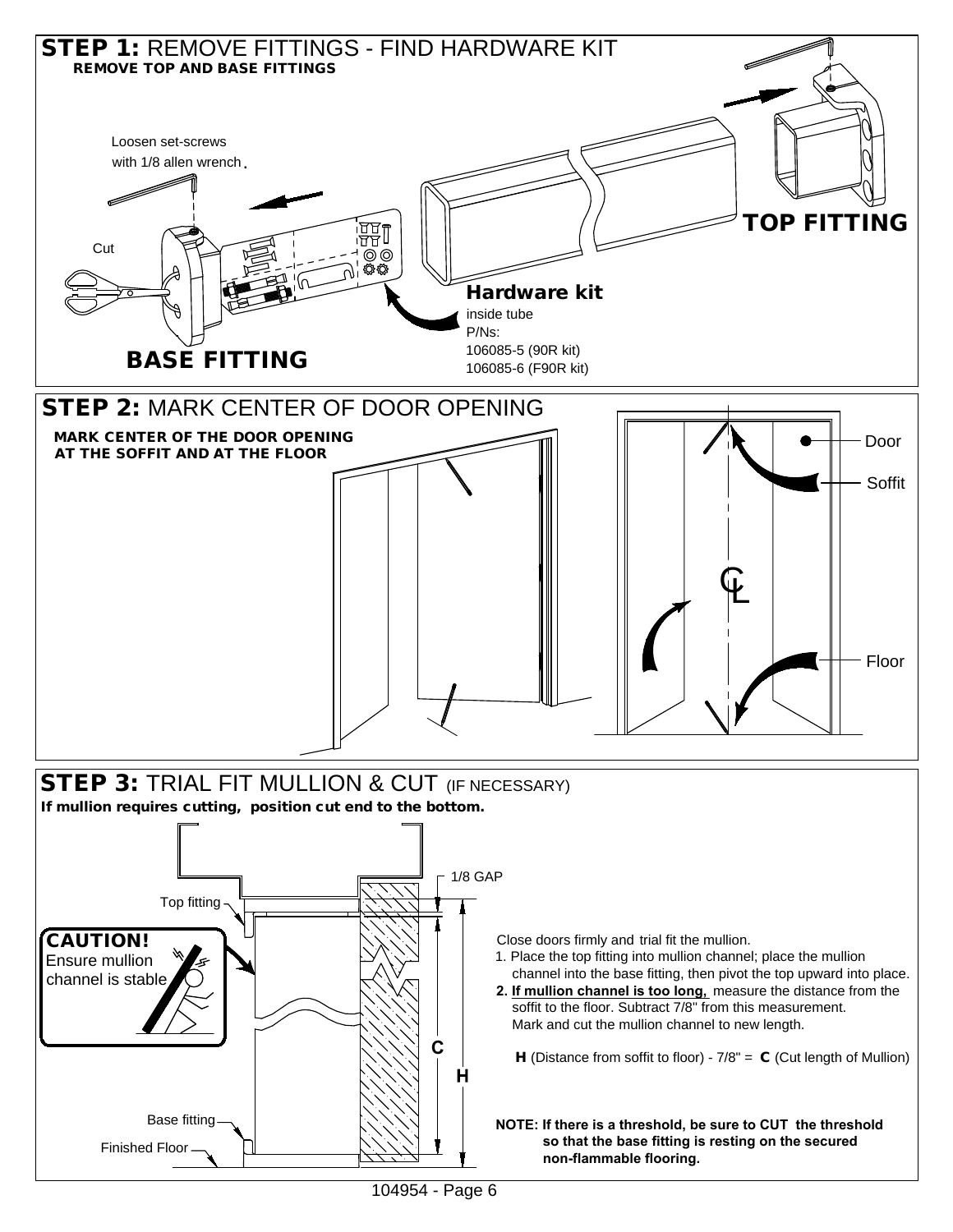## STEP 1: REMOVE FITTINGS - FIND HARDWARE KIT

**REMOVE TOP AND BASE FITTINGS**

Loosen set-screws with 1/8 allen wrench.

Cut

**BASE FITTING**

**TOP FITTING**

**Hardware kit**
inside tube
P/Ns:
106085-5 (90R kit)
106085-6 (F90R kit)

## STEP 2: MARK CENTER OF DOOR OPENING

**MARK CENTER OF THE DOOR OPENING AT THE SOFFIT AND AT THE FLOOR**

Door

Soffit

Floor

## STEP 3: TRIAL FIT MULLION & CUT (IF NECESSARY)

**If mullion requires cutting, position cut end to the bottom.**

1/8 GAP

Top fitting

**CAUTION!**
Ensure mullion channel is stable

C

H

Base fitting

Finished Floor

Close doors firmly and trial fit the mullion.

1. Place the top fitting into mullion channel; place the mullion channel into the base fitting, then pivot the top upward into place.
2. **If mullion channel is too long,** measure the distance from the soffit to the floor. Subtract 7/8" from this measurement. Mark and cut the mullion channel to new length.

**H** (Distance from soffit to floor) - 7/8" = **C** (Cut length of Mullion)

**NOTE: If there is a threshold, be sure to CUT the threshold so that the base fitting is resting on the secured non-flammable flooring.**

104954 - Page 6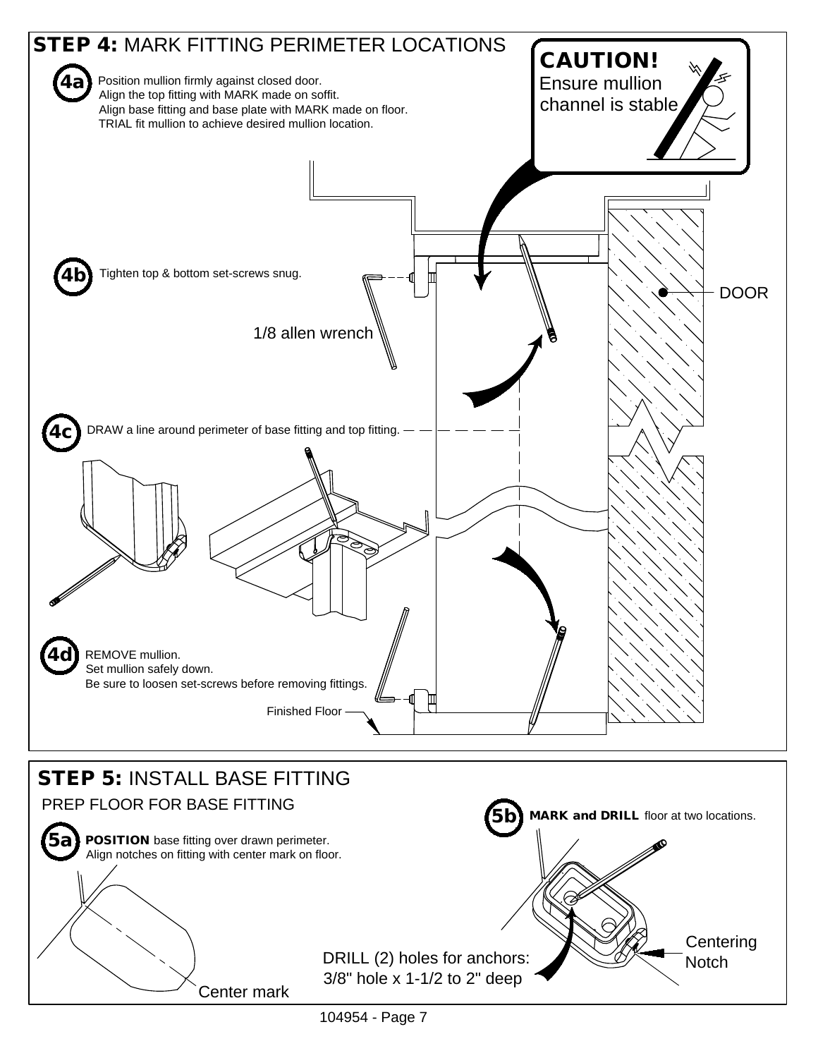## STEP 4: MARK FITTING PERIMETER LOCATIONS

**CAUTION!**
Ensure mullion channel is stable

**4a** Position mullion firmly against closed door.
Align the top fitting with MARK made on soffit.
Align base fitting and base plate with MARK made on floor.
TRIAL fit mullion to achieve desired mullion location.

**4b** Tighten top & bottom set-screws snug.

1/8 allen wrench

DOOR

**4c** DRAW a line around perimeter of base fitting and top fitting.

**4d** REMOVE mullion.
Set mullion safely down.
Be sure to loosen set-screws before removing fittings.

Finished Floor

## STEP 5: INSTALL BASE FITTING

PREP FLOOR FOR BASE FITTING

**5a** **POSITION** base fitting over drawn perimeter.
Align notches on fitting with center mark on floor.

Center mark

**5b** **MARK and DRILL** floor at two locations.

DRILL (2) holes for anchors:
3/8" hole x 1-1/2 to 2" deep

Centering Notch

104954 - Page 7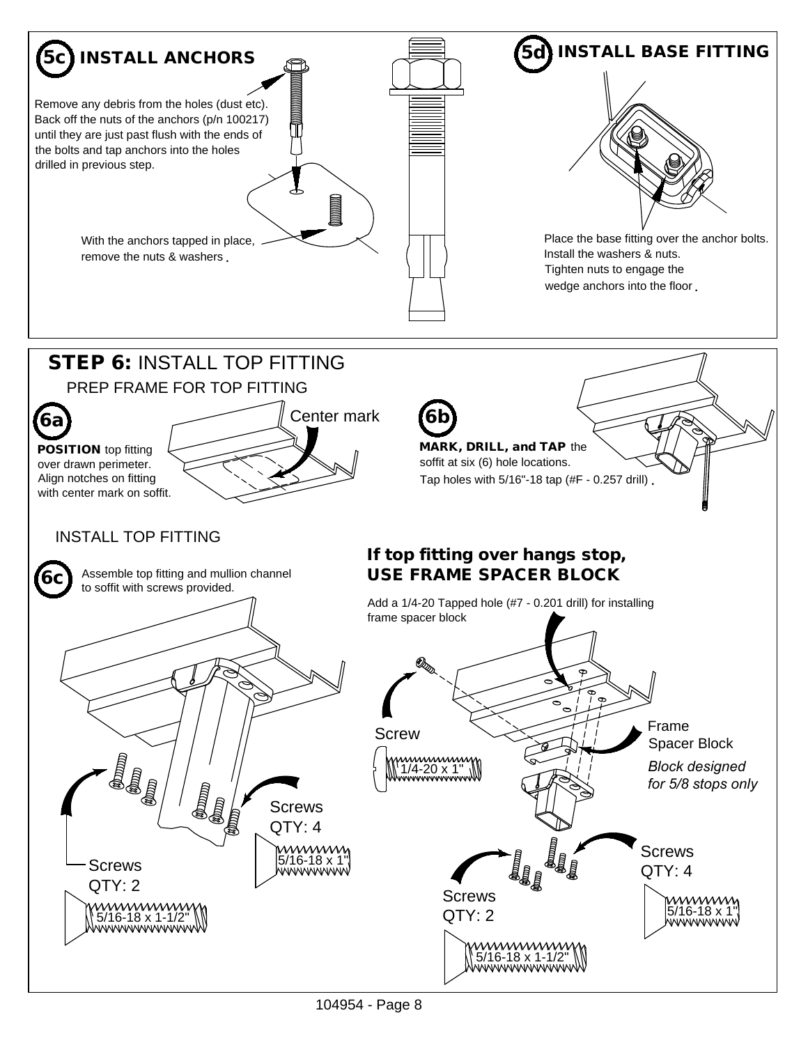## 5c INSTALL ANCHORS

Remove any debris from the holes (dust etc). Back off the nuts of the anchors (p/n 100217) until they are just past flush with the ends of the bolts and tap anchors into the holes drilled in previous step.

With the anchors tapped in place, remove the nuts & washers.

## 5d INSTALL BASE FITTING

Place the base fitting over the anchor bolts. Install the washers & nuts. Tighten nuts to engage the wedge anchors into the floor.

## STEP 6: INSTALL TOP FITTING

### PREP FRAME FOR TOP FITTING

**6a**

**POSITION** top fitting over drawn perimeter. Align notches on fitting with center mark on soffit.

Center mark

**6b**

**MARK, DRILL, and TAP** the soffit at six (6) hole locations. Tap holes with 5/16"-18 tap (#F - 0.257 drill).

### INSTALL TOP FITTING

**6c**

Assemble top fitting and mullion channel to soffit with screws provided.

Screws QTY: 2 — 5/16-18 x 1-1/2"

Screws QTY: 4 — 5/16-18 x 1"

### If top fitting over hangs stop, USE FRAME SPACER BLOCK

Add a 1/4-20 Tapped hole (#7 - 0.201 drill) for installing frame spacer block

Screw — 1/4-20 x 1"

Frame Spacer Block

*Block designed for 5/8 stops only*

Screws QTY: 2 — 5/16-18 x 1-1/2"

Screws QTY: 4 — 5/16-18 x 1"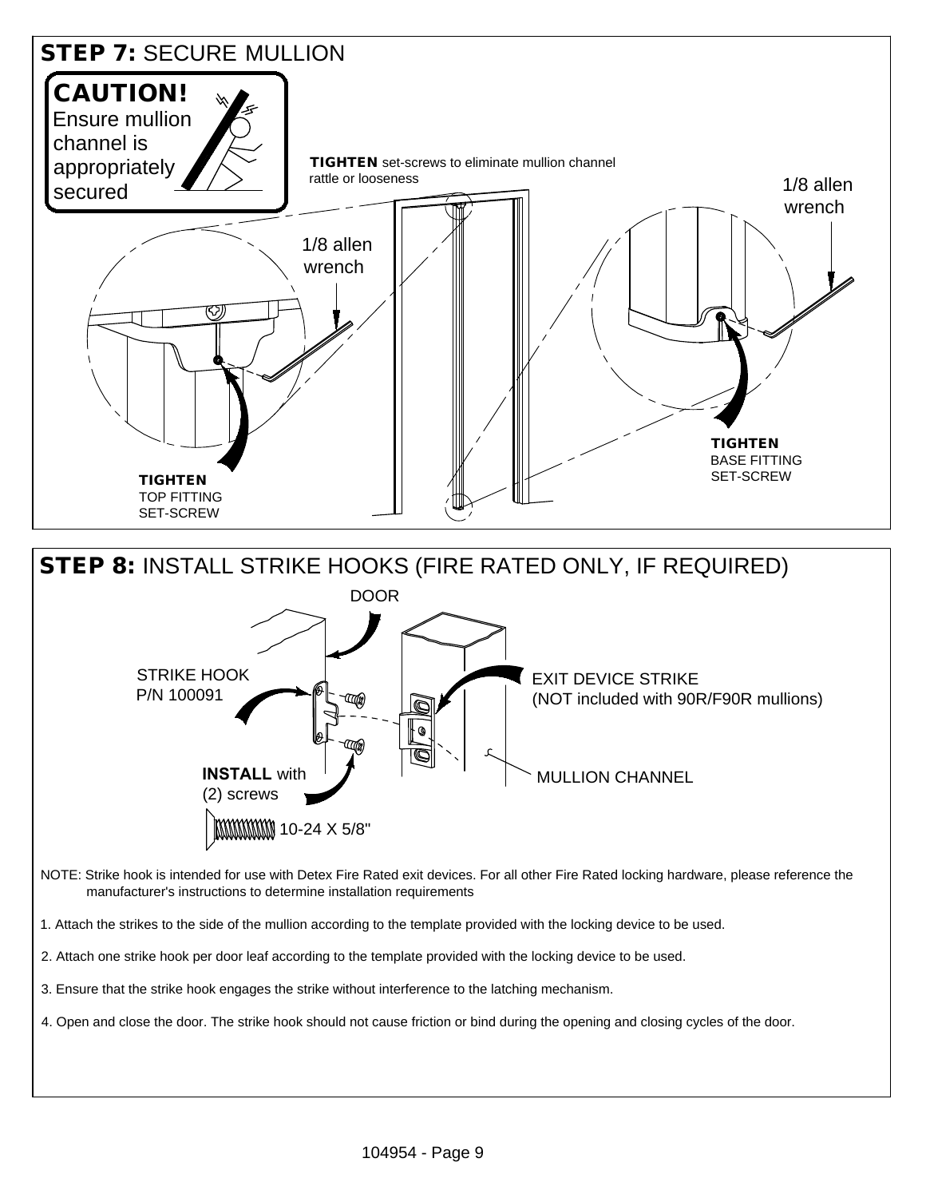## STEP 7: SECURE MULLION

**CAUTION!**
Ensure mullion channel is appropriately secured

**TIGHTEN** set-screws to eliminate mullion channel rattle or looseness

1/8 allen wrench

1/8 allen wrench

**TIGHTEN**
TOP FITTING
SET-SCREW

**TIGHTEN**
BASE FITTING
SET-SCREW

## STEP 8: INSTALL STRIKE HOOKS (FIRE RATED ONLY, IF REQUIRED)

DOOR

STRIKE HOOK
P/N 100091

EXIT DEVICE STRIKE
(NOT included with 90R/F90R mullions)

**INSTALL** with (2) screws

10-24 X 5/8"

MULLION CHANNEL

NOTE: Strike hook is intended for use with Detex Fire Rated exit devices. For all other Fire Rated locking hardware, please reference the manufacturer's instructions to determine installation requirements

1. Attach the strikes to the side of the mullion according to the template provided with the locking device to be used.
2. Attach one strike hook per door leaf according to the template provided with the locking device to be used.
3. Ensure that the strike hook engages the strike without interference to the latching mechanism.
4. Open and close the door. The strike hook should not cause friction or bind during the opening and closing cycles of the door.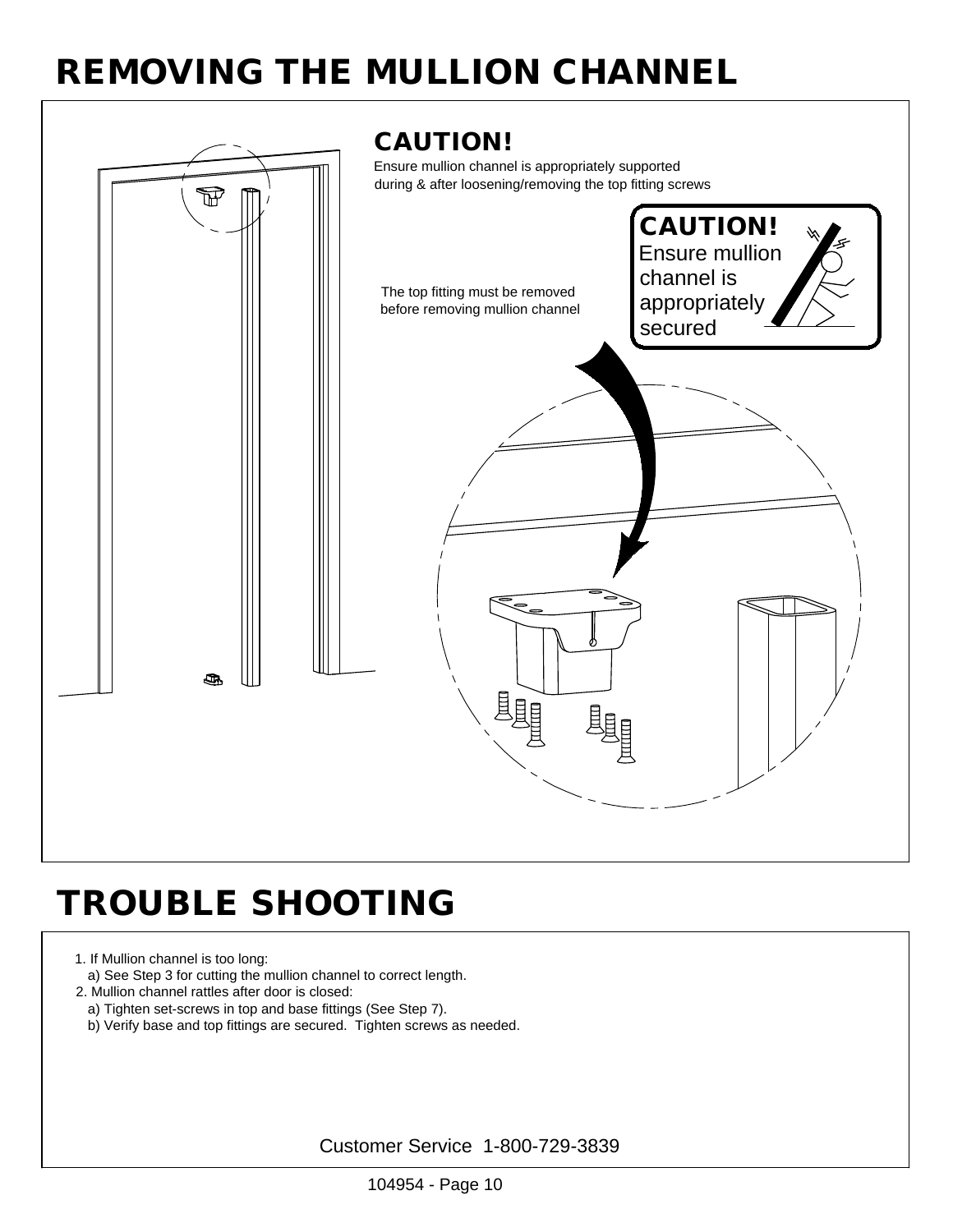# REMOVING THE MULLION CHANNEL

**CAUTION!**
Ensure mullion channel is appropriately supported during & after loosening/removing the top fitting screws

**CAUTION!**
Ensure mullion channel is appropriately secured

The top fitting must be removed before removing mullion channel

# TROUBLE SHOOTING

1. If Mullion channel is too long:
   a) See Step 3 for cutting the mullion channel to correct length.
2. Mullion channel rattles after door is closed:
   a) Tighten set-screws in top and base fittings (See Step 7).
   b) Verify base and top fittings are secured. Tighten screws as needed.

Customer Service 1-800-729-3839

104954 - Page 10